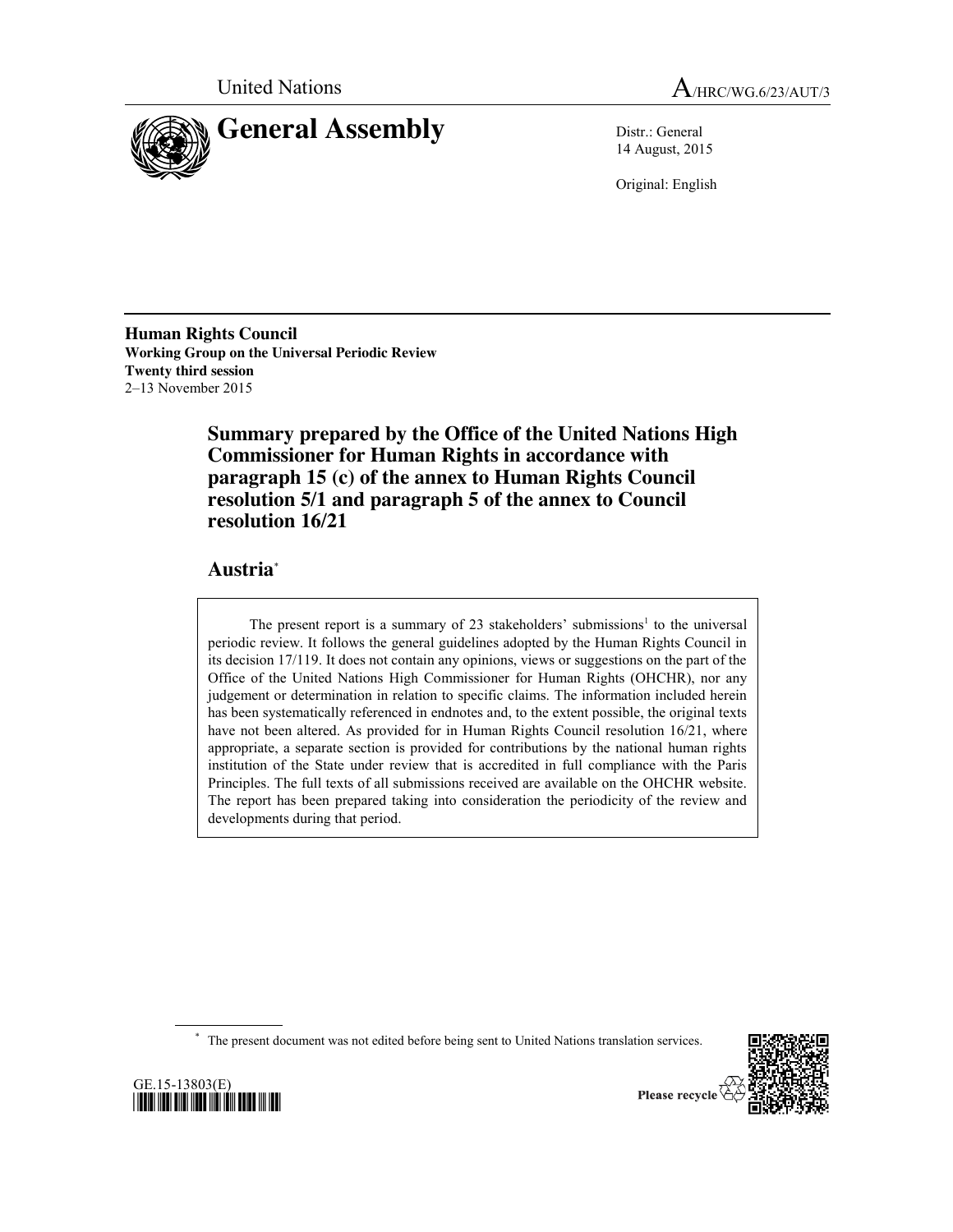United Nations

A/HRC/WG.6/23/AUT/3

# General Assembly

Distr.: General
14 August, 2015

Original: English

**Human Rights Council**
**Working Group on the Universal Periodic Review**
**Twenty third session**
2–13 November 2015

## Summary prepared by the Office of the United Nations High Commissioner for Human Rights in accordance with paragraph 15 (c) of the annex to Human Rights Council resolution 5/1 and paragraph 5 of the annex to Council resolution 16/21

## Austria*

> The present report is a summary of 23 stakeholders' submissions[1] to the universal periodic review. It follows the general guidelines adopted by the Human Rights Council in its decision 17/119. It does not contain any opinions, views or suggestions on the part of the Office of the United Nations High Commissioner for Human Rights (OHCHR), nor any judgement or determination in relation to specific claims. The information included herein has been systematically referenced in endnotes and, to the extent possible, the original texts have not been altered. As provided for in Human Rights Council resolution 16/21, where appropriate, a separate section is provided for contributions by the national human rights institution of the State under review that is accredited in full compliance with the Paris Principles. The full texts of all submissions received are available on the OHCHR website. The report has been prepared taking into consideration the periodicity of the review and developments during that period.

\* The present document was not edited before being sent to United Nations translation services.

GE.15-13803(E)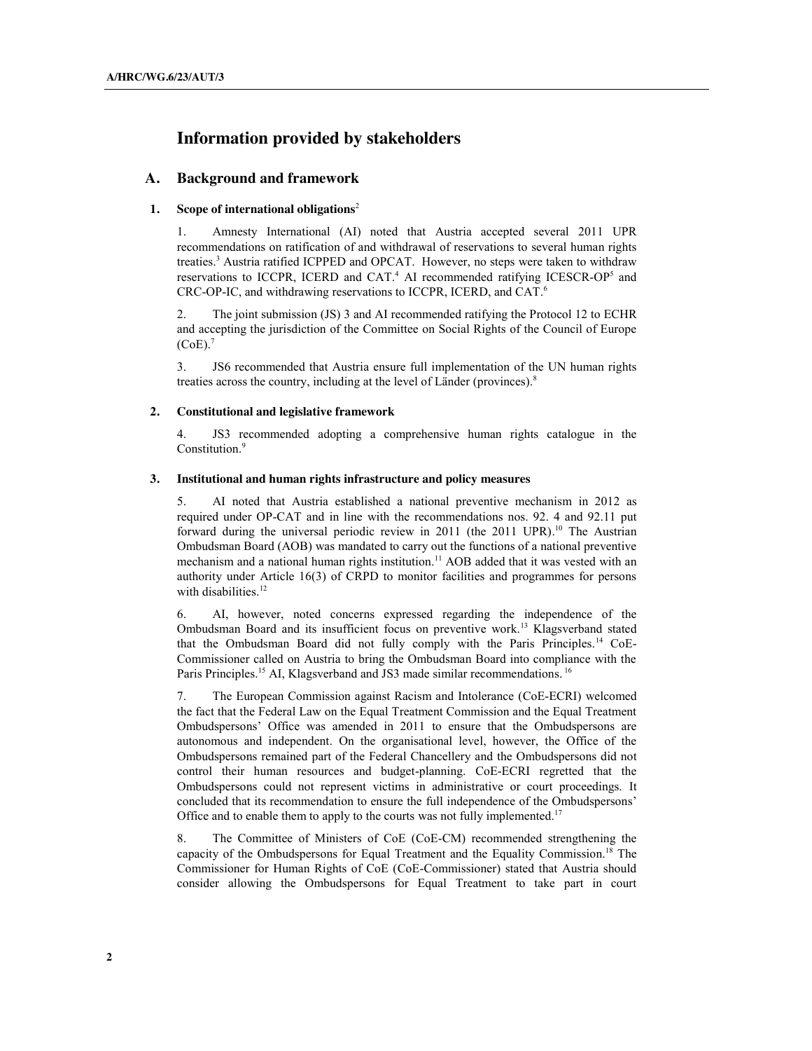# Information provided by stakeholders

## A. Background and framework

### 1. Scope of international obligations[2]

1. Amnesty International (AI) noted that Austria accepted several 2011 UPR recommendations on ratification of and withdrawal of reservations to several human rights treaties.[3] Austria ratified ICPPED and OPCAT. However, no steps were taken to withdraw reservations to ICCPR, ICERD and CAT.[4] AI recommended ratifying ICESCR-OP[5] and CRC-OP-IC, and withdrawing reservations to ICCPR, ICERD, and CAT.[6]

2. The joint submission (JS) 3 and AI recommended ratifying the Protocol 12 to ECHR and accepting the jurisdiction of the Committee on Social Rights of the Council of Europe (CoE).[7]

3. JS6 recommended that Austria ensure full implementation of the UN human rights treaties across the country, including at the level of Länder (provinces).[8]

### 2. Constitutional and legislative framework

4. JS3 recommended adopting a comprehensive human rights catalogue in the Constitution.[9]

### 3. Institutional and human rights infrastructure and policy measures

5. AI noted that Austria established a national preventive mechanism in 2012 as required under OP-CAT and in line with the recommendations nos. 92. 4 and 92.11 put forward during the universal periodic review in 2011 (the 2011 UPR).[10] The Austrian Ombudsman Board (AOB) was mandated to carry out the functions of a national preventive mechanism and a national human rights institution.[11] AOB added that it was vested with an authority under Article 16(3) of CRPD to monitor facilities and programmes for persons with disabilities.[12]

6. AI, however, noted concerns expressed regarding the independence of the Ombudsman Board and its insufficient focus on preventive work.[13] Klagsverband stated that the Ombudsman Board did not fully comply with the Paris Principles.[14] CoE-Commissioner called on Austria to bring the Ombudsman Board into compliance with the Paris Principles.[15] AI, Klagsverband and JS3 made similar recommendations.[16]

7. The European Commission against Racism and Intolerance (CoE-ECRI) welcomed the fact that the Federal Law on the Equal Treatment Commission and the Equal Treatment Ombudspersons' Office was amended in 2011 to ensure that the Ombudspersons are autonomous and independent. On the organisational level, however, the Office of the Ombudspersons remained part of the Federal Chancellery and the Ombudspersons did not control their human resources and budget-planning. CoE-ECRI regretted that the Ombudspersons could not represent victims in administrative or court proceedings. It concluded that its recommendation to ensure the full independence of the Ombudspersons' Office and to enable them to apply to the courts was not fully implemented.[17]

8. The Committee of Ministers of CoE (CoE-CM) recommended strengthening the capacity of the Ombudspersons for Equal Treatment and the Equality Commission.[18] The Commissioner for Human Rights of CoE (CoE-Commissioner) stated that Austria should consider allowing the Ombudspersons for Equal Treatment to take part in court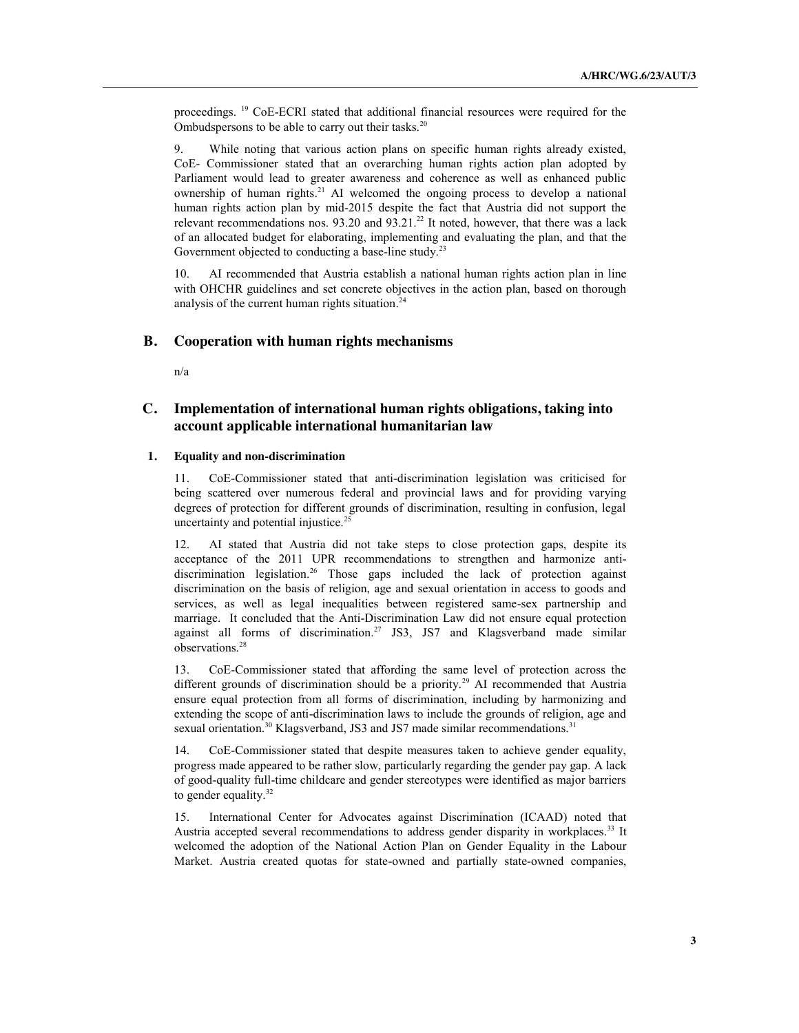proceedings. [19] CoE-ECRI stated that additional financial resources were required for the Ombudspersons to be able to carry out their tasks.[20]

9. While noting that various action plans on specific human rights already existed, CoE- Commissioner stated that an overarching human rights action plan adopted by Parliament would lead to greater awareness and coherence as well as enhanced public ownership of human rights.[21] AI welcomed the ongoing process to develop a national human rights action plan by mid-2015 despite the fact that Austria did not support the relevant recommendations nos. 93.20 and 93.21.[22] It noted, however, that there was a lack of an allocated budget for elaborating, implementing and evaluating the plan, and that the Government objected to conducting a base-line study.[23]

10. AI recommended that Austria establish a national human rights action plan in line with OHCHR guidelines and set concrete objectives in the action plan, based on thorough analysis of the current human rights situation.[24]

## B. Cooperation with human rights mechanisms

n/a

## C. Implementation of international human rights obligations, taking into account applicable international humanitarian law

### 1. Equality and non-discrimination

11. CoE-Commissioner stated that anti-discrimination legislation was criticised for being scattered over numerous federal and provincial laws and for providing varying degrees of protection for different grounds of discrimination, resulting in confusion, legal uncertainty and potential injustice.[25]

12. AI stated that Austria did not take steps to close protection gaps, despite its acceptance of the 2011 UPR recommendations to strengthen and harmonize anti-discrimination legislation.[26] Those gaps included the lack of protection against discrimination on the basis of religion, age and sexual orientation in access to goods and services, as well as legal inequalities between registered same-sex partnership and marriage. It concluded that the Anti-Discrimination Law did not ensure equal protection against all forms of discrimination.[27] JS3, JS7 and Klagsverband made similar observations.[28]

13. CoE-Commissioner stated that affording the same level of protection across the different grounds of discrimination should be a priority.[29] AI recommended that Austria ensure equal protection from all forms of discrimination, including by harmonizing and extending the scope of anti-discrimination laws to include the grounds of religion, age and sexual orientation.[30] Klagsverband, JS3 and JS7 made similar recommendations.[31]

14. CoE-Commissioner stated that despite measures taken to achieve gender equality, progress made appeared to be rather slow, particularly regarding the gender pay gap. A lack of good-quality full-time childcare and gender stereotypes were identified as major barriers to gender equality.[32]

15. International Center for Advocates against Discrimination (ICAAD) noted that Austria accepted several recommendations to address gender disparity in workplaces.[33] It welcomed the adoption of the National Action Plan on Gender Equality in the Labour Market. Austria created quotas for state-owned and partially state-owned companies,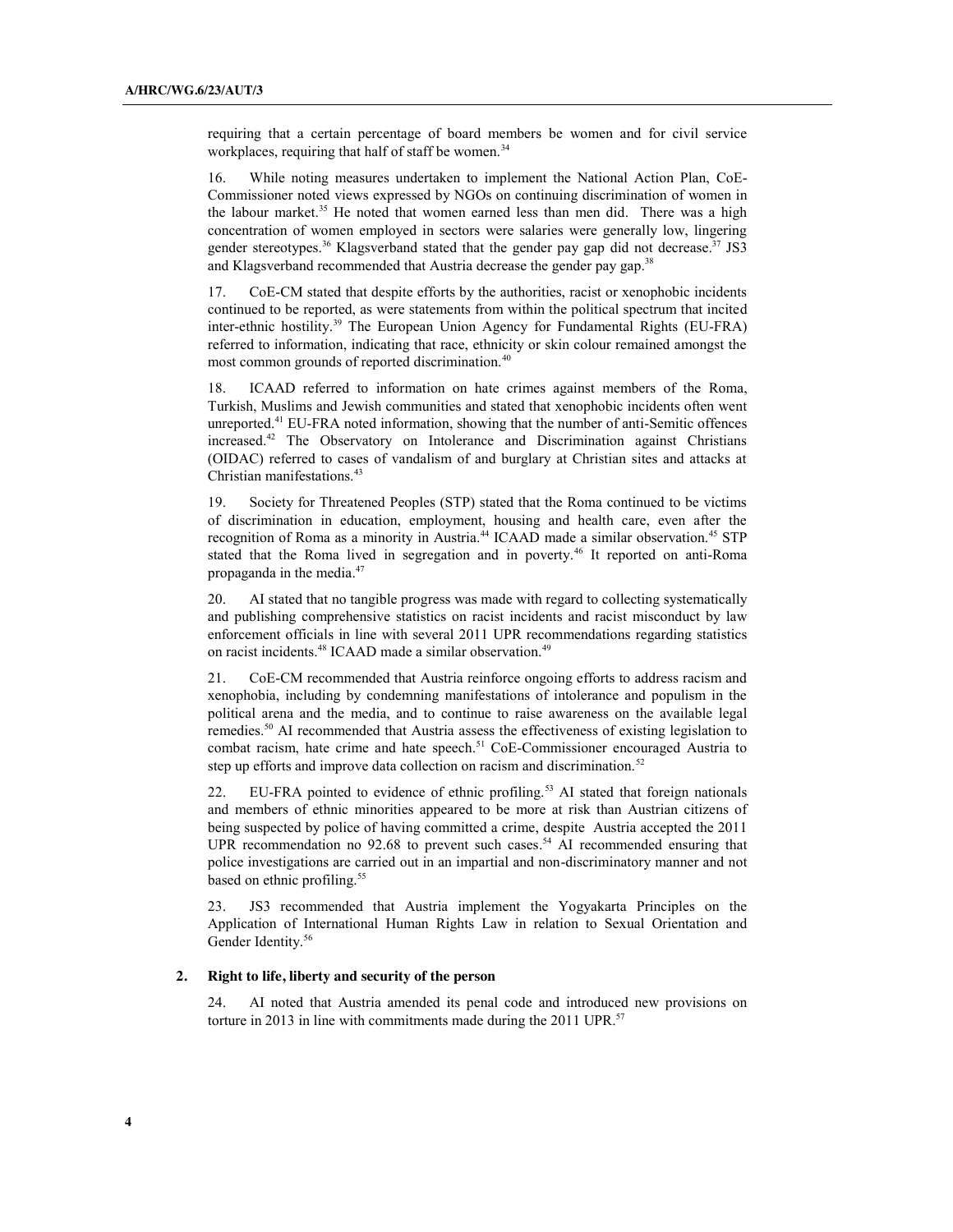requiring that a certain percentage of board members be women and for civil service workplaces, requiring that half of staff be women.[34]

16. While noting measures undertaken to implement the National Action Plan, CoE-Commissioner noted views expressed by NGOs on continuing discrimination of women in the labour market.[35] He noted that women earned less than men did. There was a high concentration of women employed in sectors were salaries were generally low, lingering gender stereotypes.[36] Klagsverband stated that the gender pay gap did not decrease.[37] JS3 and Klagsverband recommended that Austria decrease the gender pay gap.[38]

17. CoE-CM stated that despite efforts by the authorities, racist or xenophobic incidents continued to be reported, as were statements from within the political spectrum that incited inter-ethnic hostility.[39] The European Union Agency for Fundamental Rights (EU-FRA) referred to information, indicating that race, ethnicity or skin colour remained amongst the most common grounds of reported discrimination.[40]

18. ICAAD referred to information on hate crimes against members of the Roma, Turkish, Muslims and Jewish communities and stated that xenophobic incidents often went unreported.[41] EU-FRA noted information, showing that the number of anti-Semitic offences increased.[42] The Observatory on Intolerance and Discrimination against Christians (OIDAC) referred to cases of vandalism of and burglary at Christian sites and attacks at Christian manifestations.[43]

19. Society for Threatened Peoples (STP) stated that the Roma continued to be victims of discrimination in education, employment, housing and health care, even after the recognition of Roma as a minority in Austria.[44] ICAAD made a similar observation.[45] STP stated that the Roma lived in segregation and in poverty.[46] It reported on anti-Roma propaganda in the media.[47]

20. AI stated that no tangible progress was made with regard to collecting systematically and publishing comprehensive statistics on racist incidents and racist misconduct by law enforcement officials in line with several 2011 UPR recommendations regarding statistics on racist incidents.[48] ICAAD made a similar observation.[49]

21. CoE-CM recommended that Austria reinforce ongoing efforts to address racism and xenophobia, including by condemning manifestations of intolerance and populism in the political arena and the media, and to continue to raise awareness on the available legal remedies.[50] AI recommended that Austria assess the effectiveness of existing legislation to combat racism, hate crime and hate speech.[51] CoE-Commissioner encouraged Austria to step up efforts and improve data collection on racism and discrimination.[52]

22. EU-FRA pointed to evidence of ethnic profiling.[53] AI stated that foreign nationals and members of ethnic minorities appeared to be more at risk than Austrian citizens of being suspected by police of having committed a crime, despite Austria accepted the 2011 UPR recommendation no 92.68 to prevent such cases.[54] AI recommended ensuring that police investigations are carried out in an impartial and non-discriminatory manner and not based on ethnic profiling.[55]

23. JS3 recommended that Austria implement the Yogyakarta Principles on the Application of International Human Rights Law in relation to Sexual Orientation and Gender Identity.[56]

### 2. Right to life, liberty and security of the person

24. AI noted that Austria amended its penal code and introduced new provisions on torture in 2013 in line with commitments made during the 2011 UPR.[57]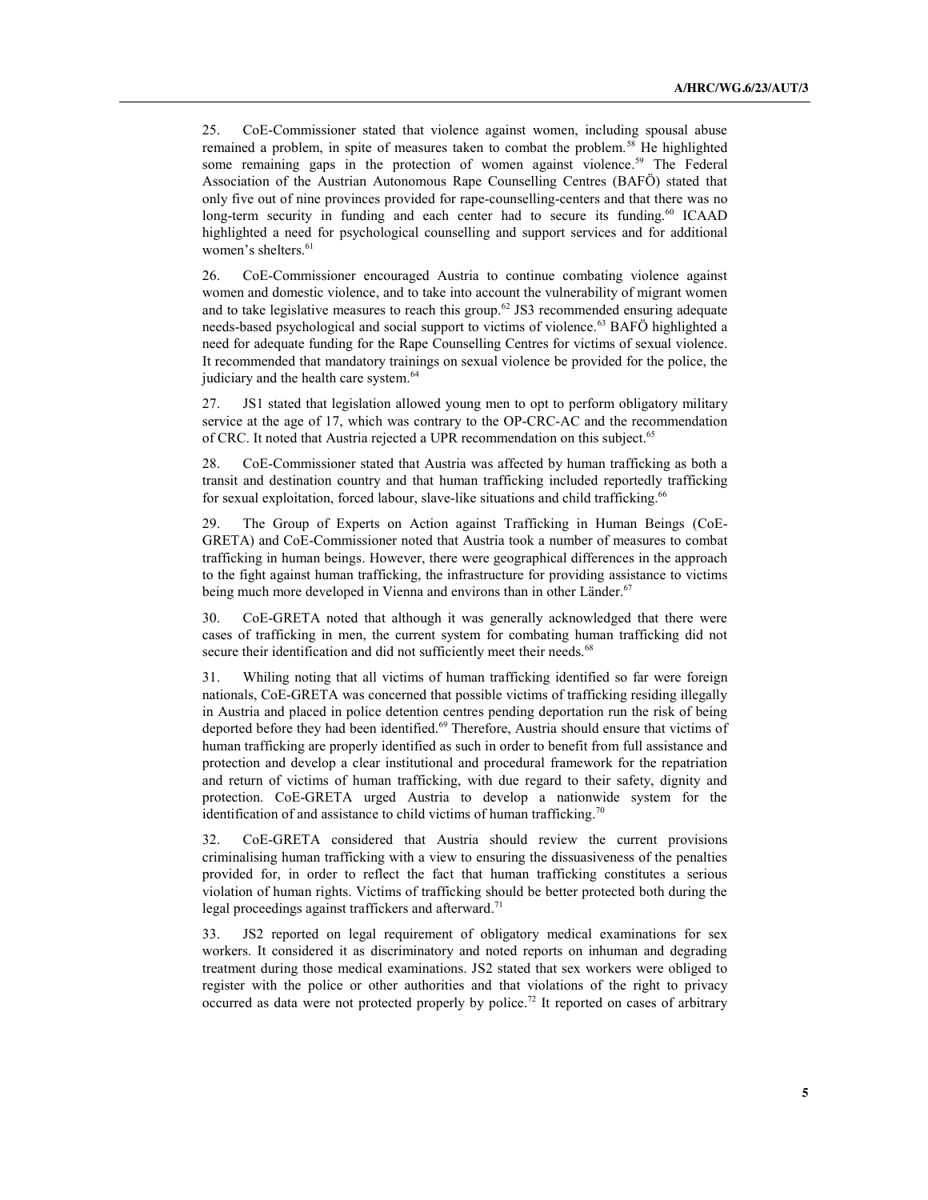25. CoE-Commissioner stated that violence against women, including spousal abuse remained a problem, in spite of measures taken to combat the problem.[58] He highlighted some remaining gaps in the protection of women against violence.[59] The Federal Association of the Austrian Autonomous Rape Counselling Centres (BAFÖ) stated that only five out of nine provinces provided for rape-counselling-centers and that there was no long-term security in funding and each center had to secure its funding.[60] ICAAD highlighted a need for psychological counselling and support services and for additional women's shelters.[61]

26. CoE-Commissioner encouraged Austria to continue combating violence against women and domestic violence, and to take into account the vulnerability of migrant women and to take legislative measures to reach this group.[62] JS3 recommended ensuring adequate needs-based psychological and social support to victims of violence.[63] BAFÖ highlighted a need for adequate funding for the Rape Counselling Centres for victims of sexual violence. It recommended that mandatory trainings on sexual violence be provided for the police, the judiciary and the health care system.[64]

27. JS1 stated that legislation allowed young men to opt to perform obligatory military service at the age of 17, which was contrary to the OP-CRC-AC and the recommendation of CRC. It noted that Austria rejected a UPR recommendation on this subject.[65]

28. CoE-Commissioner stated that Austria was affected by human trafficking as both a transit and destination country and that human trafficking included reportedly trafficking for sexual exploitation, forced labour, slave-like situations and child trafficking.[66]

29. The Group of Experts on Action against Trafficking in Human Beings (CoE-GRETA) and CoE-Commissioner noted that Austria took a number of measures to combat trafficking in human beings. However, there were geographical differences in the approach to the fight against human trafficking, the infrastructure for providing assistance to victims being much more developed in Vienna and environs than in other Länder.[67]

30. CoE-GRETA noted that although it was generally acknowledged that there were cases of trafficking in men, the current system for combating human trafficking did not secure their identification and did not sufficiently meet their needs.[68]

31. Whiling noting that all victims of human trafficking identified so far were foreign nationals, CoE-GRETA was concerned that possible victims of trafficking residing illegally in Austria and placed in police detention centres pending deportation run the risk of being deported before they had been identified.[69] Therefore, Austria should ensure that victims of human trafficking are properly identified as such in order to benefit from full assistance and protection and develop a clear institutional and procedural framework for the repatriation and return of victims of human trafficking, with due regard to their safety, dignity and protection. CoE-GRETA urged Austria to develop a nationwide system for the identification of and assistance to child victims of human trafficking.[70]

32. CoE-GRETA considered that Austria should review the current provisions criminalising human trafficking with a view to ensuring the dissuasiveness of the penalties provided for, in order to reflect the fact that human trafficking constitutes a serious violation of human rights. Victims of trafficking should be better protected both during the legal proceedings against traffickers and afterward.[71]

33. JS2 reported on legal requirement of obligatory medical examinations for sex workers. It considered it as discriminatory and noted reports on inhuman and degrading treatment during those medical examinations. JS2 stated that sex workers were obliged to register with the police or other authorities and that violations of the right to privacy occurred as data were not protected properly by police.[72] It reported on cases of arbitrary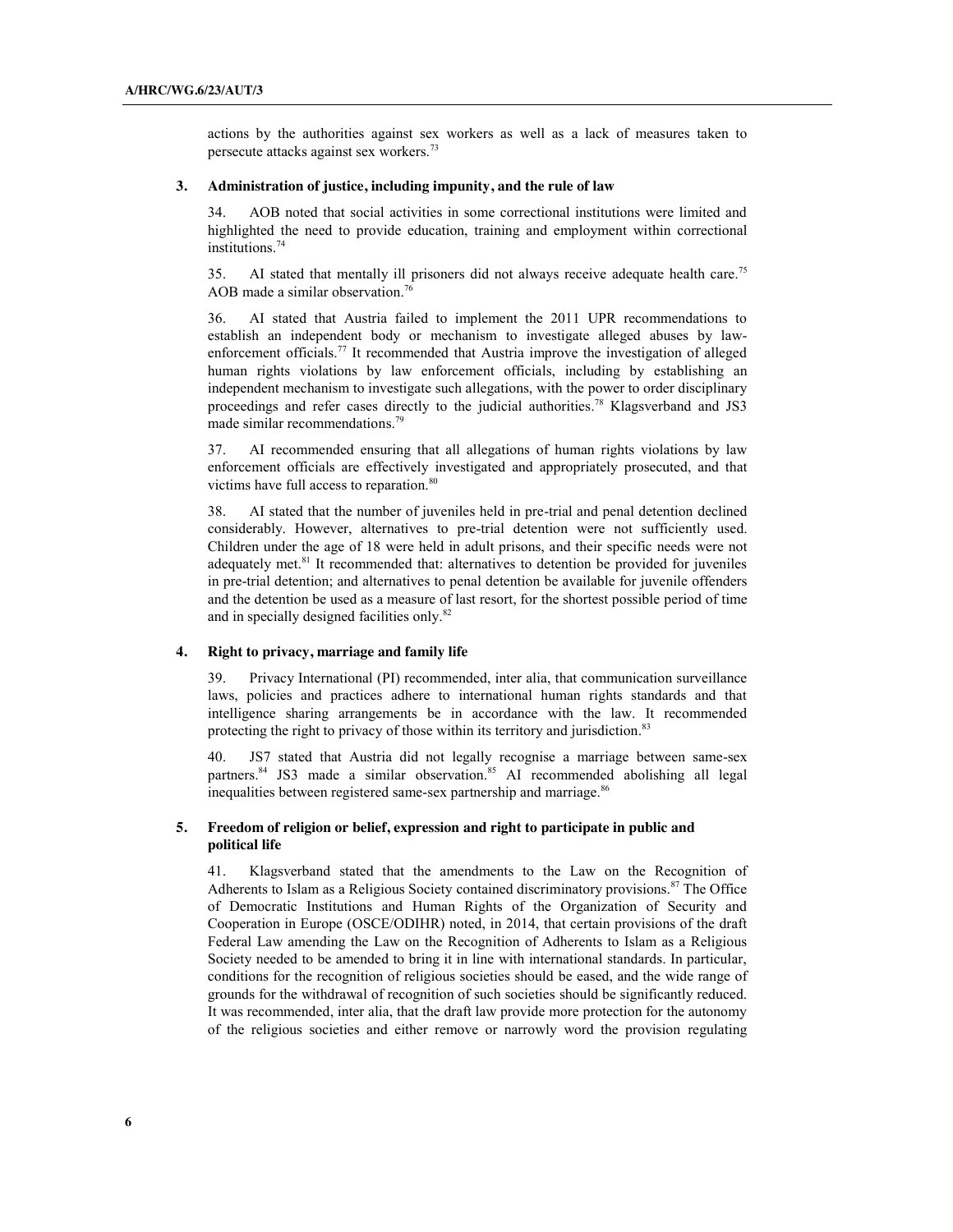actions by the authorities against sex workers as well as a lack of measures taken to persecute attacks against sex workers.[73]

### 3. Administration of justice, including impunity, and the rule of law

34. AOB noted that social activities in some correctional institutions were limited and highlighted the need to provide education, training and employment within correctional institutions.[74]

35. AI stated that mentally ill prisoners did not always receive adequate health care.[75] AOB made a similar observation.[76]

36. AI stated that Austria failed to implement the 2011 UPR recommendations to establish an independent body or mechanism to investigate alleged abuses by law-enforcement officials.[77] It recommended that Austria improve the investigation of alleged human rights violations by law enforcement officials, including by establishing an independent mechanism to investigate such allegations, with the power to order disciplinary proceedings and refer cases directly to the judicial authorities.[78] Klagsverband and JS3 made similar recommendations.[79]

37. AI recommended ensuring that all allegations of human rights violations by law enforcement officials are effectively investigated and appropriately prosecuted, and that victims have full access to reparation.[80]

38. AI stated that the number of juveniles held in pre-trial and penal detention declined considerably. However, alternatives to pre-trial detention were not sufficiently used. Children under the age of 18 were held in adult prisons, and their specific needs were not adequately met.[81] It recommended that: alternatives to detention be provided for juveniles in pre-trial detention; and alternatives to penal detention be available for juvenile offenders and the detention be used as a measure of last resort, for the shortest possible period of time and in specially designed facilities only.[82]

### 4. Right to privacy, marriage and family life

39. Privacy International (PI) recommended, inter alia, that communication surveillance laws, policies and practices adhere to international human rights standards and that intelligence sharing arrangements be in accordance with the law. It recommended protecting the right to privacy of those within its territory and jurisdiction.[83]

40. JS7 stated that Austria did not legally recognise a marriage between same-sex partners.[84] JS3 made a similar observation.[85] AI recommended abolishing all legal inequalities between registered same-sex partnership and marriage.[86]

### 5. Freedom of religion or belief, expression and right to participate in public and political life

41. Klagsverband stated that the amendments to the Law on the Recognition of Adherents to Islam as a Religious Society contained discriminatory provisions.[87] The Office of Democratic Institutions and Human Rights of the Organization of Security and Cooperation in Europe (OSCE/ODIHR) noted, in 2014, that certain provisions of the draft Federal Law amending the Law on the Recognition of Adherents to Islam as a Religious Society needed to be amended to bring it in line with international standards. In particular, conditions for the recognition of religious societies should be eased, and the wide range of grounds for the withdrawal of recognition of such societies should be significantly reduced. It was recommended, inter alia, that the draft law provide more protection for the autonomy of the religious societies and either remove or narrowly word the provision regulating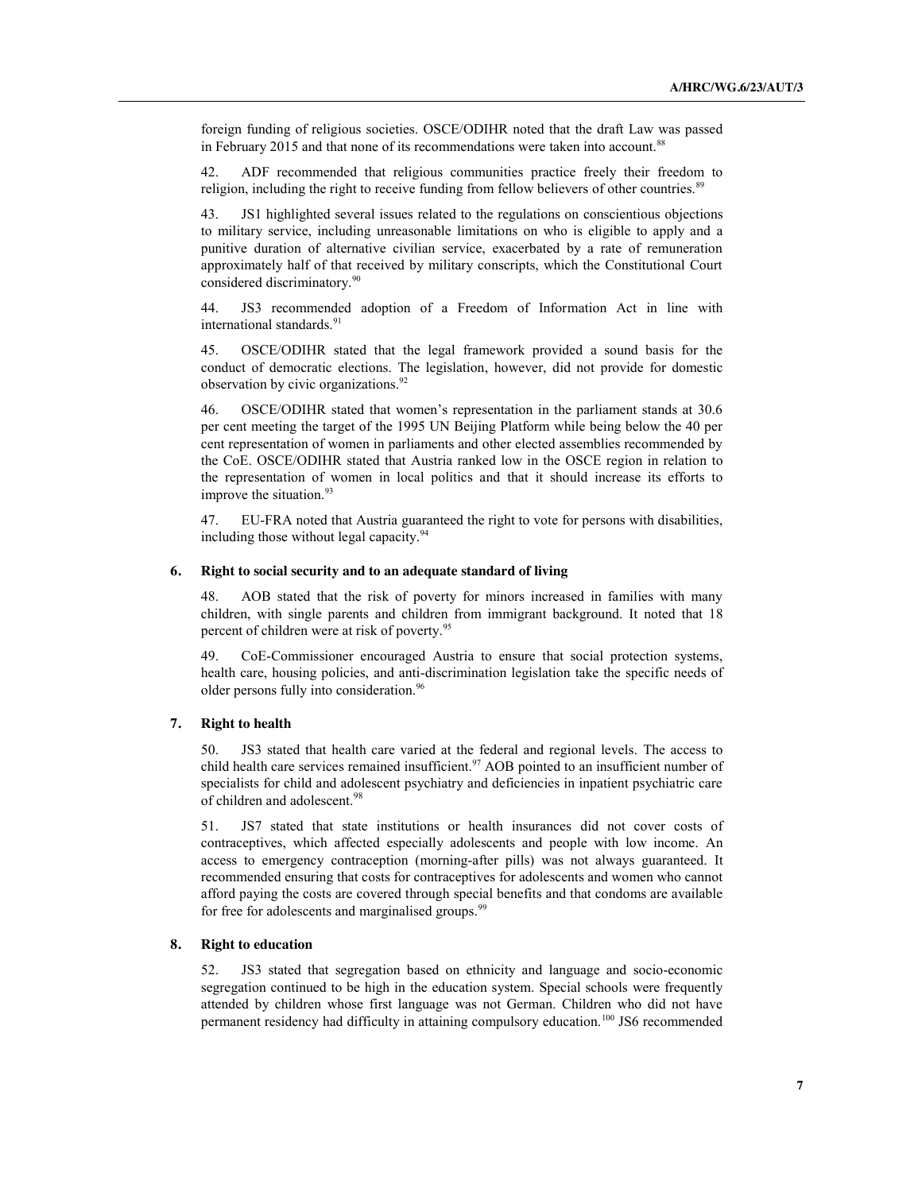foreign funding of religious societies. OSCE/ODIHR noted that the draft Law was passed in February 2015 and that none of its recommendations were taken into account.[88]

42. ADF recommended that religious communities practice freely their freedom to religion, including the right to receive funding from fellow believers of other countries.[89]

43. JS1 highlighted several issues related to the regulations on conscientious objections to military service, including unreasonable limitations on who is eligible to apply and a punitive duration of alternative civilian service, exacerbated by a rate of remuneration approximately half of that received by military conscripts, which the Constitutional Court considered discriminatory.[90]

44. JS3 recommended adoption of a Freedom of Information Act in line with international standards.[91]

45. OSCE/ODIHR stated that the legal framework provided a sound basis for the conduct of democratic elections. The legislation, however, did not provide for domestic observation by civic organizations.[92]

46. OSCE/ODIHR stated that women's representation in the parliament stands at 30.6 per cent meeting the target of the 1995 UN Beijing Platform while being below the 40 per cent representation of women in parliaments and other elected assemblies recommended by the CoE. OSCE/ODIHR stated that Austria ranked low in the OSCE region in relation to the representation of women in local politics and that it should increase its efforts to improve the situation.[93]

47. EU-FRA noted that Austria guaranteed the right to vote for persons with disabilities, including those without legal capacity.[94]

### 6. Right to social security and to an adequate standard of living

48. AOB stated that the risk of poverty for minors increased in families with many children, with single parents and children from immigrant background. It noted that 18 percent of children were at risk of poverty.[95]

49. CoE-Commissioner encouraged Austria to ensure that social protection systems, health care, housing policies, and anti-discrimination legislation take the specific needs of older persons fully into consideration.[96]

### 7. Right to health

50. JS3 stated that health care varied at the federal and regional levels. The access to child health care services remained insufficient.[97] AOB pointed to an insufficient number of specialists for child and adolescent psychiatry and deficiencies in inpatient psychiatric care of children and adolescent.[98]

51. JS7 stated that state institutions or health insurances did not cover costs of contraceptives, which affected especially adolescents and people with low income. An access to emergency contraception (morning-after pills) was not always guaranteed. It recommended ensuring that costs for contraceptives for adolescents and women who cannot afford paying the costs are covered through special benefits and that condoms are available for free for adolescents and marginalised groups.[99]

### 8. Right to education

52. JS3 stated that segregation based on ethnicity and language and socio-economic segregation continued to be high in the education system. Special schools were frequently attended by children whose first language was not German. Children who did not have permanent residency had difficulty in attaining compulsory education.[100] JS6 recommended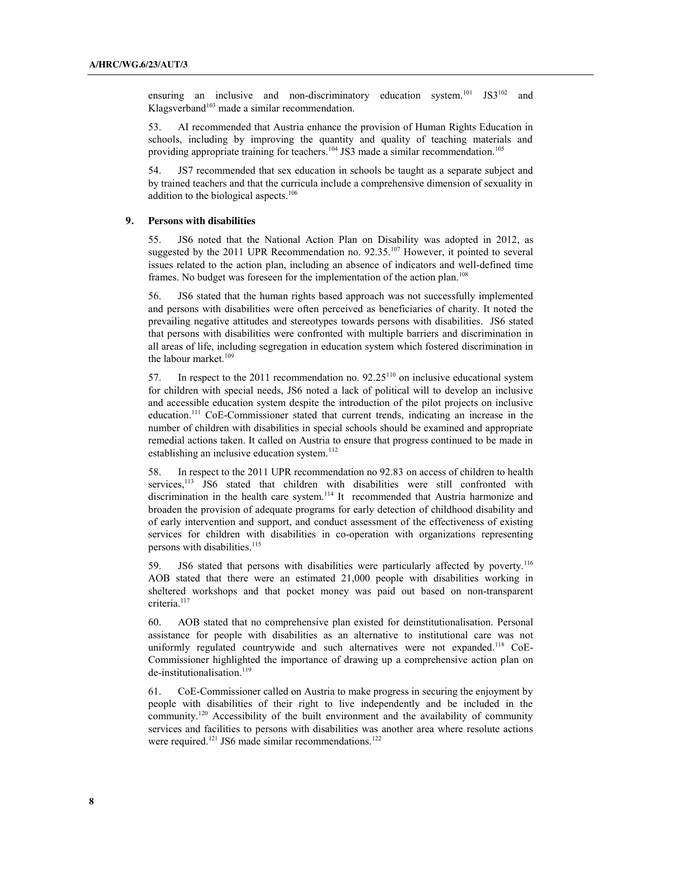ensuring an inclusive and non-discriminatory education system.[101] JS3[102] and Klagsverband[103] made a similar recommendation.

53. AI recommended that Austria enhance the provision of Human Rights Education in schools, including by improving the quantity and quality of teaching materials and providing appropriate training for teachers.[104] JS3 made a similar recommendation.[105]

54. JS7 recommended that sex education in schools be taught as a separate subject and by trained teachers and that the curricula include a comprehensive dimension of sexuality in addition to the biological aspects.[106]

### 9. Persons with disabilities

55. JS6 noted that the National Action Plan on Disability was adopted in 2012, as suggested by the 2011 UPR Recommendation no. 92.35.[107] However, it pointed to several issues related to the action plan, including an absence of indicators and well-defined time frames. No budget was foreseen for the implementation of the action plan.[108]

56. JS6 stated that the human rights based approach was not successfully implemented and persons with disabilities were often perceived as beneficiaries of charity. It noted the prevailing negative attitudes and stereotypes towards persons with disabilities. JS6 stated that persons with disabilities were confronted with multiple barriers and discrimination in all areas of life, including segregation in education system which fostered discrimination in the labour market.[109]

57. In respect to the 2011 recommendation no. 92.25[110] on inclusive educational system for children with special needs, JS6 noted a lack of political will to develop an inclusive and accessible education system despite the introduction of the pilot projects on inclusive education.[111] CoE-Commissioner stated that current trends, indicating an increase in the number of children with disabilities in special schools should be examined and appropriate remedial actions taken. It called on Austria to ensure that progress continued to be made in establishing an inclusive education system.[112]

58. In respect to the 2011 UPR recommendation no 92.83 on access of children to health services,[113] JS6 stated that children with disabilities were still confronted with discrimination in the health care system.[114] It recommended that Austria harmonize and broaden the provision of adequate programs for early detection of childhood disability and of early intervention and support, and conduct assessment of the effectiveness of existing services for children with disabilities in co-operation with organizations representing persons with disabilities.[115]

59. JS6 stated that persons with disabilities were particularly affected by poverty.[116] AOB stated that there were an estimated 21,000 people with disabilities working in sheltered workshops and that pocket money was paid out based on non-transparent criteria.[117]

60. AOB stated that no comprehensive plan existed for deinstitutionalisation. Personal assistance for people with disabilities as an alternative to institutional care was not uniformly regulated countrywide and such alternatives were not expanded.[118] CoE-Commissioner highlighted the importance of drawing up a comprehensive action plan on de-institutionalisation.[119]

61. CoE-Commissioner called on Austria to make progress in securing the enjoyment by people with disabilities of their right to live independently and be included in the community.[120] Accessibility of the built environment and the availability of community services and facilities to persons with disabilities was another area where resolute actions were required.[121] JS6 made similar recommendations.[122]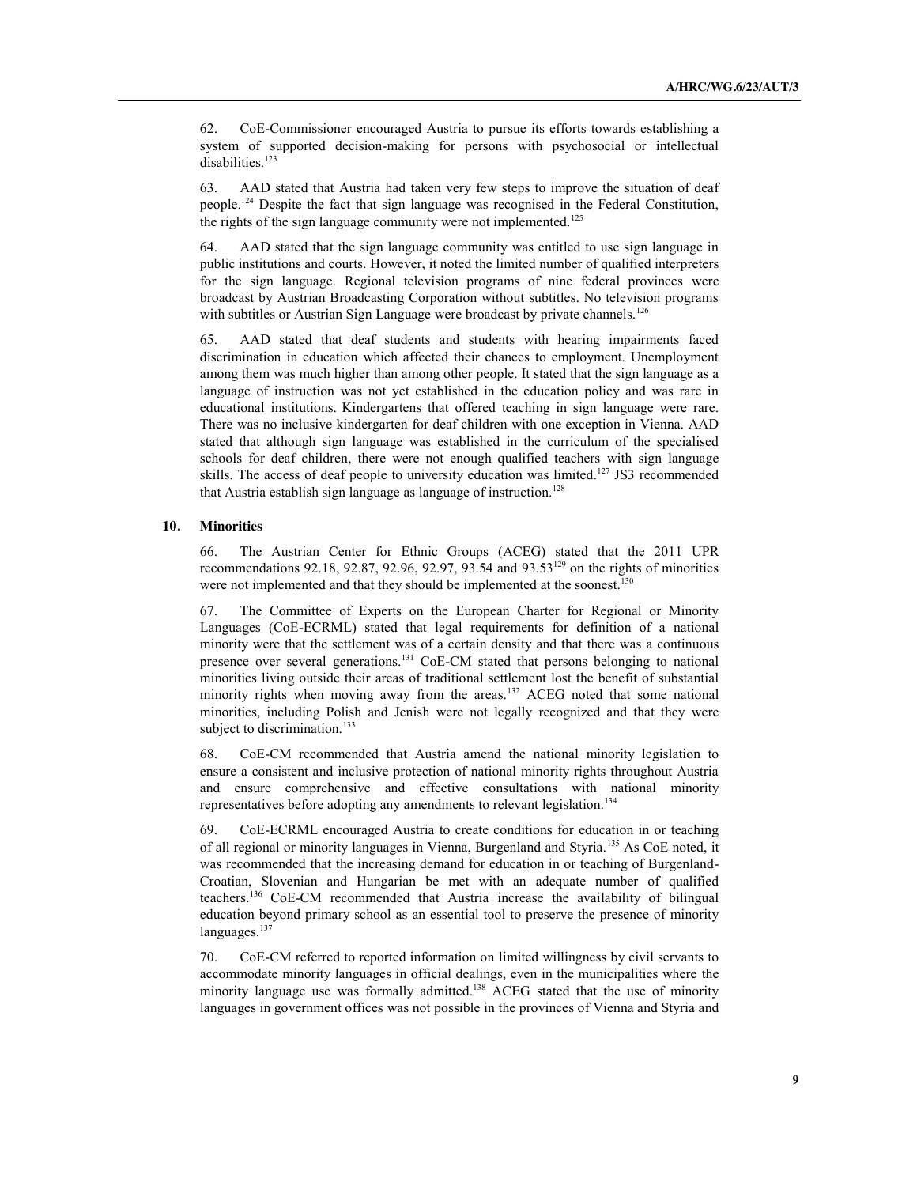62. CoE-Commissioner encouraged Austria to pursue its efforts towards establishing a system of supported decision-making for persons with psychosocial or intellectual disabilities.[123]

63. AAD stated that Austria had taken very few steps to improve the situation of deaf people.[124] Despite the fact that sign language was recognised in the Federal Constitution, the rights of the sign language community were not implemented.[125]

64. AAD stated that the sign language community was entitled to use sign language in public institutions and courts. However, it noted the limited number of qualified interpreters for the sign language. Regional television programs of nine federal provinces were broadcast by Austrian Broadcasting Corporation without subtitles. No television programs with subtitles or Austrian Sign Language were broadcast by private channels.[126]

65. AAD stated that deaf students and students with hearing impairments faced discrimination in education which affected their chances to employment. Unemployment among them was much higher than among other people. It stated that the sign language as a language of instruction was not yet established in the education policy and was rare in educational institutions. Kindergartens that offered teaching in sign language were rare. There was no inclusive kindergarten for deaf children with one exception in Vienna. AAD stated that although sign language was established in the curriculum of the specialised schools for deaf children, there were not enough qualified teachers with sign language skills. The access of deaf people to university education was limited.[127] JS3 recommended that Austria establish sign language as language of instruction.[128]

## 10. Minorities

66. The Austrian Center for Ethnic Groups (ACEG) stated that the 2011 UPR recommendations 92.18, 92.87, 92.96, 92.97, 93.54 and 93.53[129] on the rights of minorities were not implemented and that they should be implemented at the soonest.[130]

67. The Committee of Experts on the European Charter for Regional or Minority Languages (CoE-ECRML) stated that legal requirements for definition of a national minority were that the settlement was of a certain density and that there was a continuous presence over several generations.[131] CoE-CM stated that persons belonging to national minorities living outside their areas of traditional settlement lost the benefit of substantial minority rights when moving away from the areas.[132] ACEG noted that some national minorities, including Polish and Jenish were not legally recognized and that they were subject to discrimination.[133]

68. CoE-CM recommended that Austria amend the national minority legislation to ensure a consistent and inclusive protection of national minority rights throughout Austria and ensure comprehensive and effective consultations with national minority representatives before adopting any amendments to relevant legislation.[134]

69. CoE-ECRML encouraged Austria to create conditions for education in or teaching of all regional or minority languages in Vienna, Burgenland and Styria.[135] As CoE noted, it was recommended that the increasing demand for education in or teaching of Burgenland-Croatian, Slovenian and Hungarian be met with an adequate number of qualified teachers.[136] CoE-CM recommended that Austria increase the availability of bilingual education beyond primary school as an essential tool to preserve the presence of minority languages.[137]

70. CoE-CM referred to reported information on limited willingness by civil servants to accommodate minority languages in official dealings, even in the municipalities where the minority language use was formally admitted.[138] ACEG stated that the use of minority languages in government offices was not possible in the provinces of Vienna and Styria and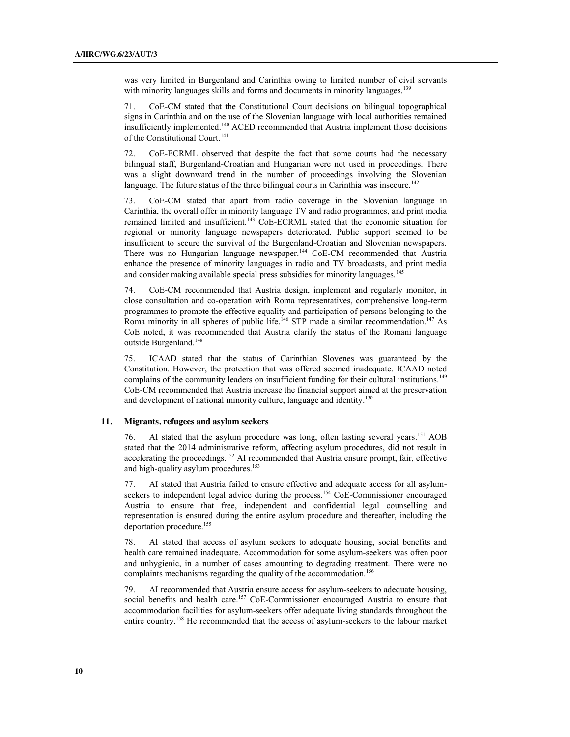was very limited in Burgenland and Carinthia owing to limited number of civil servants with minority languages skills and forms and documents in minority languages.[139]

71. CoE-CM stated that the Constitutional Court decisions on bilingual topographical signs in Carinthia and on the use of the Slovenian language with local authorities remained insufficiently implemented.[140] ACED recommended that Austria implement those decisions of the Constitutional Court.[141]

72. CoE-ECRML observed that despite the fact that some courts had the necessary bilingual staff, Burgenland-Croatian and Hungarian were not used in proceedings. There was a slight downward trend in the number of proceedings involving the Slovenian language. The future status of the three bilingual courts in Carinthia was insecure.[142]

73. CoE-CM stated that apart from radio coverage in the Slovenian language in Carinthia, the overall offer in minority language TV and radio programmes, and print media remained limited and insufficient.[143] CoE-ECRML stated that the economic situation for regional or minority language newspapers deteriorated. Public support seemed to be insufficient to secure the survival of the Burgenland-Croatian and Slovenian newspapers. There was no Hungarian language newspaper.[144] CoE-CM recommended that Austria enhance the presence of minority languages in radio and TV broadcasts, and print media and consider making available special press subsidies for minority languages.[145]

74. CoE-CM recommended that Austria design, implement and regularly monitor, in close consultation and co-operation with Roma representatives, comprehensive long-term programmes to promote the effective equality and participation of persons belonging to the Roma minority in all spheres of public life.[146] STP made a similar recommendation.[147] As CoE noted, it was recommended that Austria clarify the status of the Romani language outside Burgenland.[148]

75. ICAAD stated that the status of Carinthian Slovenes was guaranteed by the Constitution. However, the protection that was offered seemed inadequate. ICAAD noted complains of the community leaders on insufficient funding for their cultural institutions.[149] CoE-CM recommended that Austria increase the financial support aimed at the preservation and development of national minority culture, language and identity.[150]

### 11. Migrants, refugees and asylum seekers

76. AI stated that the asylum procedure was long, often lasting several years.[151] AOB stated that the 2014 administrative reform, affecting asylum procedures, did not result in accelerating the proceedings.[152] AI recommended that Austria ensure prompt, fair, effective and high-quality asylum procedures.[153]

77. AI stated that Austria failed to ensure effective and adequate access for all asylum-seekers to independent legal advice during the process.[154] CoE-Commissioner encouraged Austria to ensure that free, independent and confidential legal counselling and representation is ensured during the entire asylum procedure and thereafter, including the deportation procedure.[155]

78. AI stated that access of asylum seekers to adequate housing, social benefits and health care remained inadequate. Accommodation for some asylum-seekers was often poor and unhygienic, in a number of cases amounting to degrading treatment. There were no complaints mechanisms regarding the quality of the accommodation.[156]

79. AI recommended that Austria ensure access for asylum-seekers to adequate housing, social benefits and health care.[157] CoE-Commissioner encouraged Austria to ensure that accommodation facilities for asylum-seekers offer adequate living standards throughout the entire country.[158] He recommended that the access of asylum-seekers to the labour market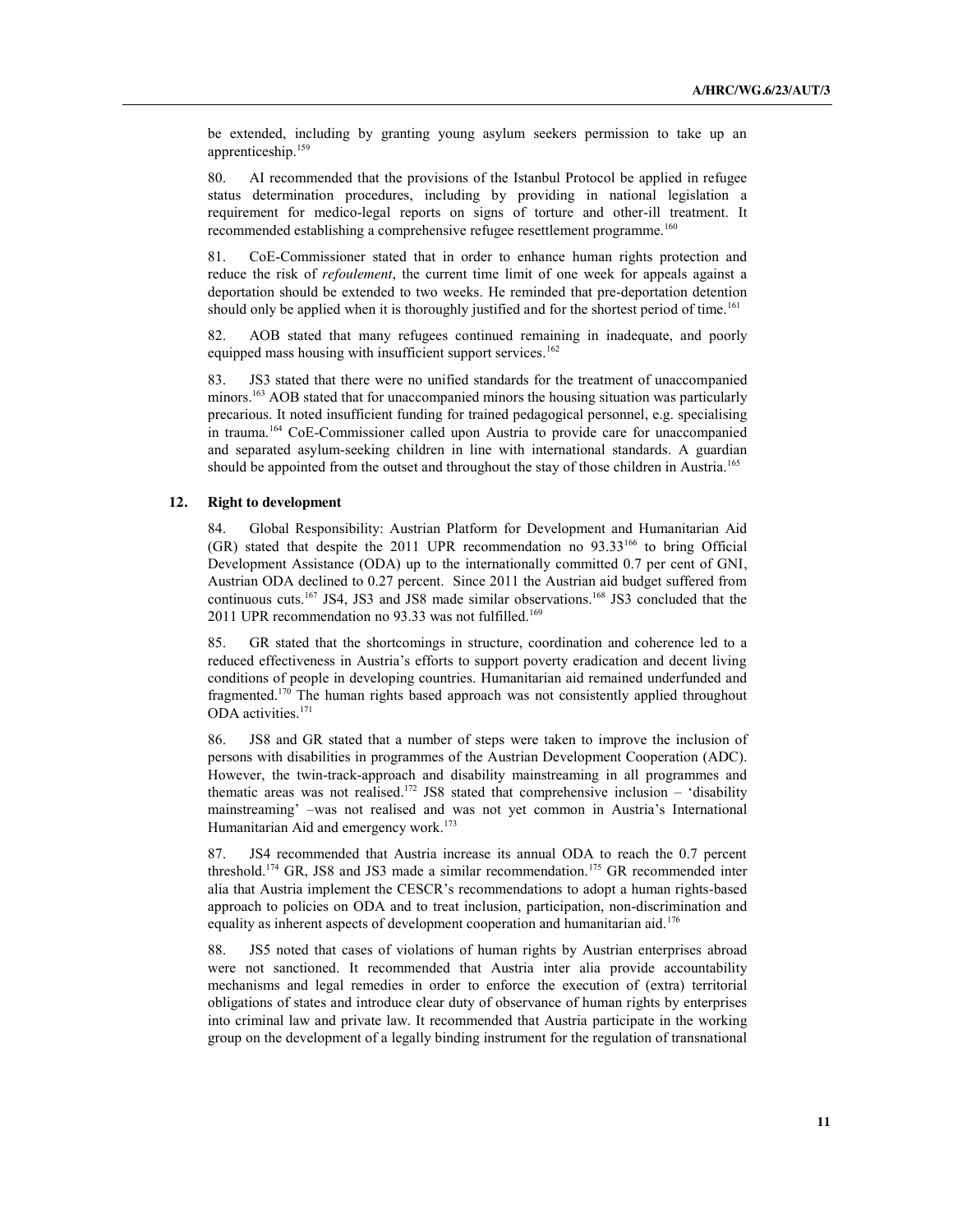be extended, including by granting young asylum seekers permission to take up an apprenticeship.[159]

80. AI recommended that the provisions of the Istanbul Protocol be applied in refugee status determination procedures, including by providing in national legislation a requirement for medico-legal reports on signs of torture and other-ill treatment. It recommended establishing a comprehensive refugee resettlement programme.[160]

81. CoE-Commissioner stated that in order to enhance human rights protection and reduce the risk of *refoulement*, the current time limit of one week for appeals against a deportation should be extended to two weeks. He reminded that pre-deportation detention should only be applied when it is thoroughly justified and for the shortest period of time.[161]

82. AOB stated that many refugees continued remaining in inadequate, and poorly equipped mass housing with insufficient support services.[162]

83. JS3 stated that there were no unified standards for the treatment of unaccompanied minors.[163] AOB stated that for unaccompanied minors the housing situation was particularly precarious. It noted insufficient funding for trained pedagogical personnel, e.g. specialising in trauma.[164] CoE-Commissioner called upon Austria to provide care for unaccompanied and separated asylum-seeking children in line with international standards. A guardian should be appointed from the outset and throughout the stay of those children in Austria.[165]

## 12. Right to development

84. Global Responsibility: Austrian Platform for Development and Humanitarian Aid (GR) stated that despite the 2011 UPR recommendation no 93.33[166] to bring Official Development Assistance (ODA) up to the internationally committed 0.7 per cent of GNI, Austrian ODA declined to 0.27 percent. Since 2011 the Austrian aid budget suffered from continuous cuts.[167] JS4, JS3 and JS8 made similar observations.[168] JS3 concluded that the 2011 UPR recommendation no 93.33 was not fulfilled.[169]

85. GR stated that the shortcomings in structure, coordination and coherence led to a reduced effectiveness in Austria's efforts to support poverty eradication and decent living conditions of people in developing countries. Humanitarian aid remained underfunded and fragmented.[170] The human rights based approach was not consistently applied throughout ODA activities.[171]

86. JS8 and GR stated that a number of steps were taken to improve the inclusion of persons with disabilities in programmes of the Austrian Development Cooperation (ADC). However, the twin-track-approach and disability mainstreaming in all programmes and thematic areas was not realised.[172] JS8 stated that comprehensive inclusion – 'disability mainstreaming' –was not realised and was not yet common in Austria's International Humanitarian Aid and emergency work.[173]

87. JS4 recommended that Austria increase its annual ODA to reach the 0.7 percent threshold.[174] GR, JS8 and JS3 made a similar recommendation.[175] GR recommended inter alia that Austria implement the CESCR's recommendations to adopt a human rights-based approach to policies on ODA and to treat inclusion, participation, non-discrimination and equality as inherent aspects of development cooperation and humanitarian aid.[176]

88. JS5 noted that cases of violations of human rights by Austrian enterprises abroad were not sanctioned. It recommended that Austria inter alia provide accountability mechanisms and legal remedies in order to enforce the execution of (extra) territorial obligations of states and introduce clear duty of observance of human rights by enterprises into criminal law and private law. It recommended that Austria participate in the working group on the development of a legally binding instrument for the regulation of transnational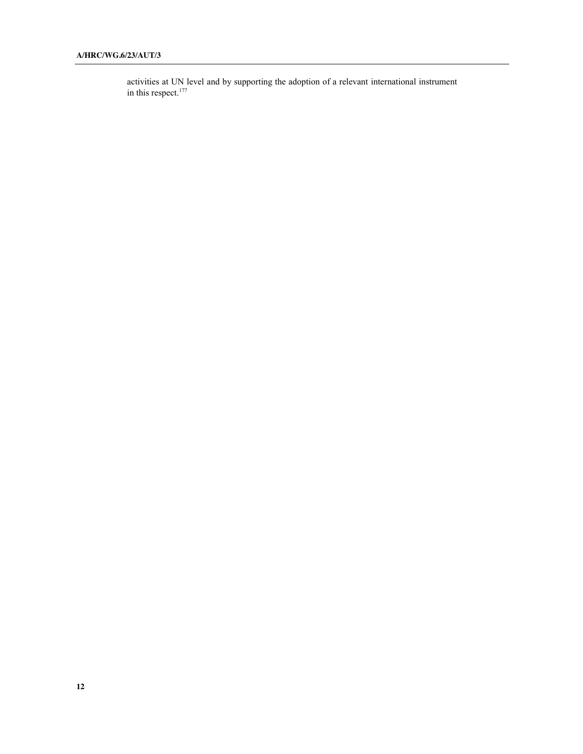activities at UN level and by supporting the adoption of a relevant international instrument in this respect.[177]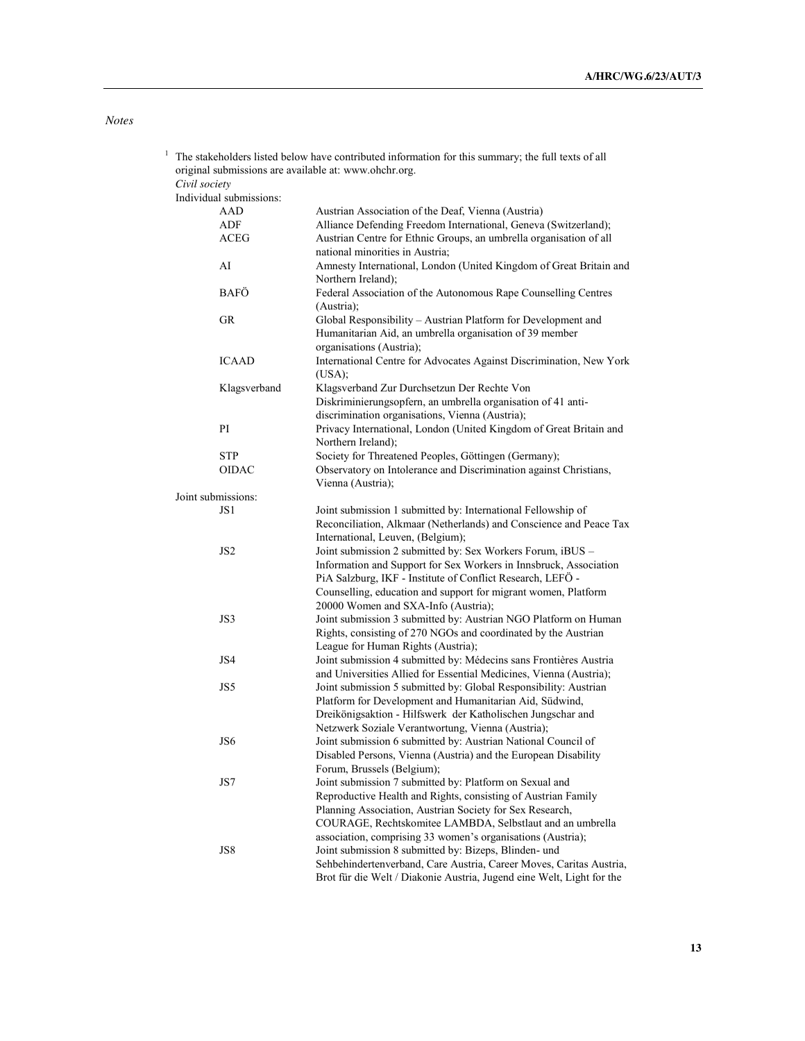*Notes*

[1] The stakeholders listed below have contributed information for this summary; the full texts of all original submissions are available at: www.ohchr.org.

*Civil society*

Individual submissions:

| | |
|---|---|
| AAD | Austrian Association of the Deaf, Vienna (Austria) |
| ADF | Alliance Defending Freedom International, Geneva (Switzerland); |
| ACEG | Austrian Centre for Ethnic Groups, an umbrella organisation of all national minorities in Austria; |
| AI | Amnesty International, London (United Kingdom of Great Britain and Northern Ireland); |
| BAFÖ | Federal Association of the Autonomous Rape Counselling Centres (Austria); |
| GR | Global Responsibility – Austrian Platform for Development and Humanitarian Aid, an umbrella organisation of 39 member organisations (Austria); |
| ICAAD | International Centre for Advocates Against Discrimination, New York (USA); |
| Klagsverband | Klagsverband Zur Durchsetzun Der Rechte Von Diskriminierungsopfern, an umbrella organisation of 41 anti-discrimination organisations, Vienna (Austria); |
| PI | Privacy International, London (United Kingdom of Great Britain and Northern Ireland); |
| STP | Society for Threatened Peoples, Göttingen (Germany); |
| OIDAC | Observatory on Intolerance and Discrimination against Christians, Vienna (Austria); |

Joint submissions:

| | |
|---|---|
| JS1 | Joint submission 1 submitted by: International Fellowship of Reconciliation, Alkmaar (Netherlands) and Conscience and Peace Tax International, Leuven, (Belgium); |
| JS2 | Joint submission 2 submitted by: Sex Workers Forum, iBUS – Information and Support for Sex Workers in Innsbruck, Association PiA Salzburg, IKF - Institute of Conflict Research, LEFÖ - Counselling, education and support for migrant women, Platform 20000 Women and SXA-Info (Austria); |
| JS3 | Joint submission 3 submitted by: Austrian NGO Platform on Human Rights, consisting of 270 NGOs and coordinated by the Austrian League for Human Rights (Austria); |
| JS4 | Joint submission 4 submitted by: Médecins sans Frontières Austria and Universities Allied for Essential Medicines, Vienna (Austria); |
| JS5 | Joint submission 5 submitted by: Global Responsibility: Austrian Platform for Development and Humanitarian Aid, Südwind, Dreikönigsaktion - Hilfswerk der Katholischen Jungschar and Netzwerk Soziale Verantwortung, Vienna (Austria); |
| JS6 | Joint submission 6 submitted by: Austrian National Council of Disabled Persons, Vienna (Austria) and the European Disability Forum, Brussels (Belgium); |
| JS7 | Joint submission 7 submitted by: Platform on Sexual and Reproductive Health and Rights, consisting of Austrian Family Planning Association, Austrian Society for Sex Research, COURAGE, Rechtskomitee LAMBDA, Selbstlaut and an umbrella association, comprising 33 women's organisations (Austria); |
| JS8 | Joint submission 8 submitted by: Bizeps, Blinden- und Sehbehindertenverband, Care Austria, Career Moves, Caritas Austria, Brot für die Welt / Diakonie Austria, Jugend eine Welt, Light for the |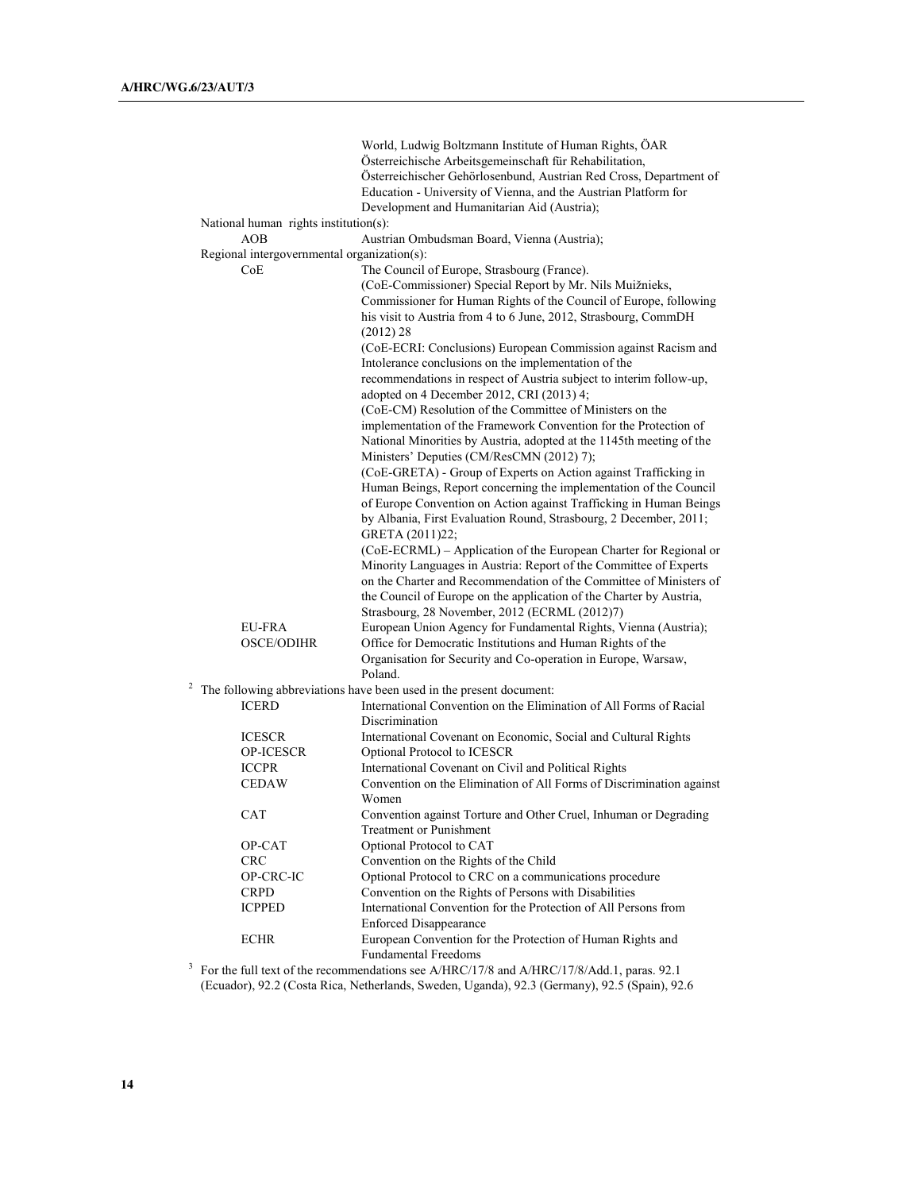World, Ludwig Boltzmann Institute of Human Rights, ÖAR Österreichische Arbeitsgemeinschaft für Rehabilitation, Österreichischer Gehörlosenbund, Austrian Red Cross, Department of Education - University of Vienna, and the Austrian Platform for Development and Humanitarian Aid (Austria);

National human rights institution(s):

| | |
|---|---|
| AOB | Austrian Ombudsman Board, Vienna (Austria); |

Regional intergovernmental organization(s):

| | |
|---|---|
| CoE | The Council of Europe, Strasbourg (France). (CoE-Commissioner) Special Report by Mr. Nils Muižnieks, Commissioner for Human Rights of the Council of Europe, following his visit to Austria from 4 to 6 June, 2012, Strasbourg, CommDH (2012) 28 (CoE-ECRI: Conclusions) European Commission against Racism and Intolerance conclusions on the implementation of the recommendations in respect of Austria subject to interim follow-up, adopted on 4 December 2012, CRI (2013) 4; (CoE-CM) Resolution of the Committee of Ministers on the implementation of the Framework Convention for the Protection of National Minorities by Austria, adopted at the 1145th meeting of the Ministers' Deputies (CM/ResCMN (2012) 7); (CoE-GRETA) - Group of Experts on Action against Trafficking in Human Beings, Report concerning the implementation of the Council of Europe Convention on Action against Trafficking in Human Beings by Albania, First Evaluation Round, Strasbourg, 2 December, 2011; GRETA (2011)22; (CoE-ECRML) – Application of the European Charter for Regional or Minority Languages in Austria: Report of the Committee of Experts on the Charter and Recommendation of the Committee of Ministers of the Council of Europe on the application of the Charter by Austria, Strasbourg, 28 November, 2012 (ECRML (2012)7) |
| EU-FRA | European Union Agency for Fundamental Rights, Vienna (Austria); |
| OSCE/ODIHR | Office for Democratic Institutions and Human Rights of the Organisation for Security and Co-operation in Europe, Warsaw, Poland. |

[2] The following abbreviations have been used in the present document:

| | |
|---|---|
| ICERD | International Convention on the Elimination of All Forms of Racial Discrimination |
| ICESCR | International Covenant on Economic, Social and Cultural Rights |
| OP-ICESCR | Optional Protocol to ICESCR |
| ICCPR | International Covenant on Civil and Political Rights |
| CEDAW | Convention on the Elimination of All Forms of Discrimination against Women |
| CAT | Convention against Torture and Other Cruel, Inhuman or Degrading Treatment or Punishment |
| OP-CAT | Optional Protocol to CAT |
| CRC | Convention on the Rights of the Child |
| OP-CRC-IC | Optional Protocol to CRC on a communications procedure |
| CRPD | Convention on the Rights of Persons with Disabilities |
| ICPPED | International Convention for the Protection of All Persons from Enforced Disappearance |
| ECHR | European Convention for the Protection of Human Rights and Fundamental Freedoms |

[3] For the full text of the recommendations see A/HRC/17/8 and A/HRC/17/8/Add.1, paras. 92.1 (Ecuador), 92.2 (Costa Rica, Netherlands, Sweden, Uganda), 92.3 (Germany), 92.5 (Spain), 92.6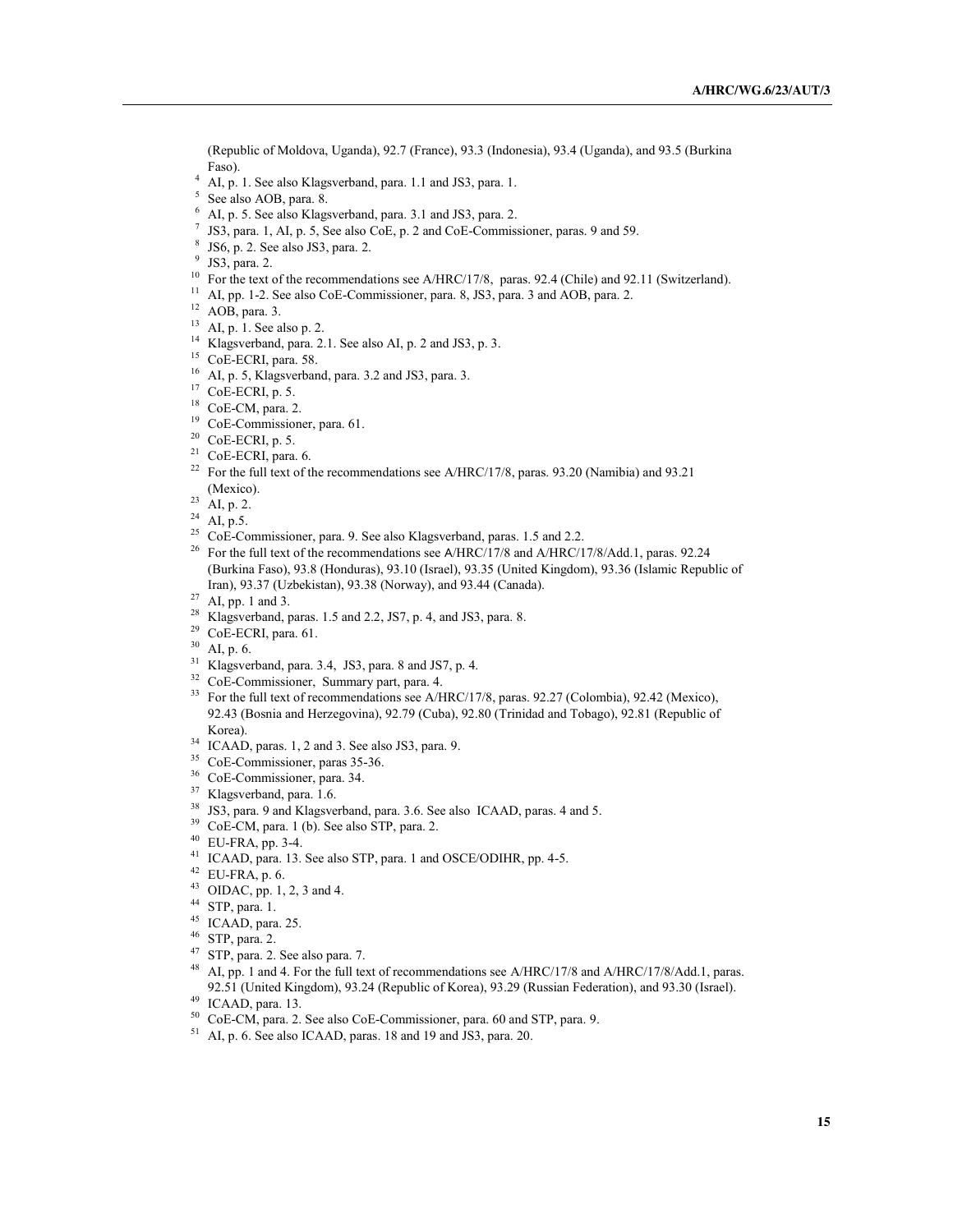(Republic of Moldova, Uganda), 92.7 (France), 93.3 (Indonesia), 93.4 (Uganda), and 93.5 (Burkina Faso).

[4] AI, p. 1. See also Klagsverband, para. 1.1 and JS3, para. 1.

[5] See also AOB, para. 8.

[6] AI, p. 5. See also Klagsverband, para. 3.1 and JS3, para. 2.

[7] JS3, para. 1, AI, p. 5, See also CoE, p. 2 and CoE-Commissioner, paras. 9 and 59.

[8] JS6, p. 2. See also JS3, para. 2.

[9] JS3, para. 2.

[10] For the text of the recommendations see A/HRC/17/8, paras. 92.4 (Chile) and 92.11 (Switzerland).

[11] AI, pp. 1-2. See also CoE-Commissioner, para. 8, JS3, para. 3 and AOB, para. 2.

[12] AOB, para. 3.

[13] AI, p. 1. See also p. 2.

[14] Klagsverband, para. 2.1. See also AI, p. 2 and JS3, p. 3.

[15] CoE-ECRI, para. 58.

[16] AI, p. 5, Klagsverband, para. 3.2 and JS3, para. 3.

[17] CoE-ECRI, p. 5.

[18] CoE-CM, para. 2.

[19] CoE-Commissioner, para. 61.

[20] CoE-ECRI, p. 5.

[21] CoE-ECRI, para. 6.

[22] For the full text of the recommendations see A/HRC/17/8, paras. 93.20 (Namibia) and 93.21 (Mexico).

[23] AI, p. 2.

[24] AI, p.5.

[25] CoE-Commissioner, para. 9. See also Klagsverband, paras. 1.5 and 2.2.

[26] For the full text of the recommendations see A/HRC/17/8 and A/HRC/17/8/Add.1, paras. 92.24 (Burkina Faso), 93.8 (Honduras), 93.10 (Israel), 93.35 (United Kingdom), 93.36 (Islamic Republic of Iran), 93.37 (Uzbekistan), 93.38 (Norway), and 93.44 (Canada).

[27] AI, pp. 1 and 3.

[28] Klagsverband, paras. 1.5 and 2.2, JS7, p. 4, and JS3, para. 8.

[29] CoE-ECRI, para. 61.

[30] AI, p. 6.

[31] Klagsverband, para. 3.4, JS3, para. 8 and JS7, p. 4.

[32] CoE-Commissioner, Summary part, para. 4.

[33] For the full text of recommendations see A/HRC/17/8, paras. 92.27 (Colombia), 92.42 (Mexico), 92.43 (Bosnia and Herzegovina), 92.79 (Cuba), 92.80 (Trinidad and Tobago), 92.81 (Republic of Korea).

[34] ICAAD, paras. 1, 2 and 3. See also JS3, para. 9.

[35] CoE-Commissioner, paras 35-36.

[36] CoE-Commissioner, para. 34.

[37] Klagsverband, para. 1.6.

[38] JS3, para. 9 and Klagsverband, para. 3.6. See also ICAAD, paras. 4 and 5.

[39] CoE-CM, para. 1 (b). See also STP, para. 2.

[40] EU-FRA, pp. 3-4.

[41] ICAAD, para. 13. See also STP, para. 1 and OSCE/ODIHR, pp. 4-5.

[42] EU-FRA, p. 6.

[43] OIDAC, pp. 1, 2, 3 and 4.

[44] STP, para. 1.

[45] ICAAD, para. 25.

[46] STP, para. 2.

[47] STP, para. 2. See also para. 7.

[48] AI, pp. 1 and 4. For the full text of recommendations see A/HRC/17/8 and A/HRC/17/8/Add.1, paras. 92.51 (United Kingdom), 93.24 (Republic of Korea), 93.29 (Russian Federation), and 93.30 (Israel).

[49] ICAAD, para. 13.

[50] CoE-CM, para. 2. See also CoE-Commissioner, para. 60 and STP, para. 9.

[51] AI, p. 6. See also ICAAD, paras. 18 and 19 and JS3, para. 20.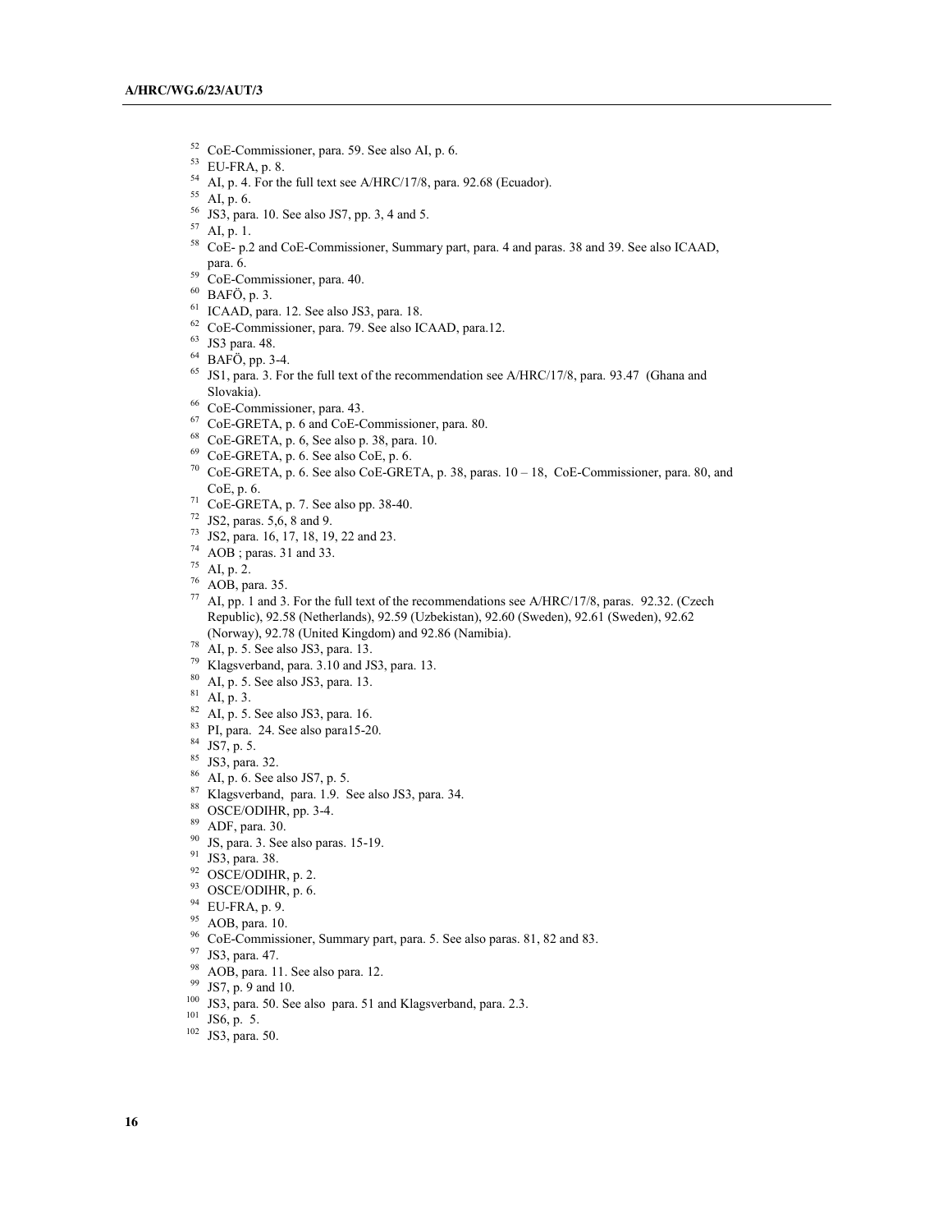[52] CoE-Commissioner, para. 59. See also AI, p. 6.
[53] EU-FRA, p. 8.
[54] AI, p. 4. For the full text see A/HRC/17/8, para. 92.68 (Ecuador).
[55] AI, p. 6.
[56] JS3, para. 10. See also JS7, pp. 3, 4 and 5.
[57] AI, p. 1.
[58] CoE- p.2 and CoE-Commissioner, Summary part, para. 4 and paras. 38 and 39. See also ICAAD, para. 6.
[59] CoE-Commissioner, para. 40.
[60] BAFÖ, p. 3.
[61] ICAAD, para. 12. See also JS3, para. 18.
[62] CoE-Commissioner, para. 79. See also ICAAD, para.12.
[63] JS3 para. 48.
[64] BAFÖ, pp. 3-4.
[65] JS1, para. 3. For the full text of the recommendation see A/HRC/17/8, para. 93.47 (Ghana and Slovakia).
[66] CoE-Commissioner, para. 43.
[67] CoE-GRETA, p. 6 and CoE-Commissioner, para. 80.
[68] CoE-GRETA, p. 6, See also p. 38, para. 10.
[69] CoE-GRETA, p. 6. See also CoE, p. 6.
[70] CoE-GRETA, p. 6. See also CoE-GRETA, p. 38, paras. 10 – 18, CoE-Commissioner, para. 80, and CoE, p. 6.
[71] CoE-GRETA, p. 7. See also pp. 38-40.
[72] JS2, paras. 5,6, 8 and 9.
[73] JS2, para. 16, 17, 18, 19, 22 and 23.
[74] AOB ; paras. 31 and 33.
[75] AI, p. 2.
[76] AOB, para. 35.
[77] AI, pp. 1 and 3. For the full text of the recommendations see A/HRC/17/8, paras. 92.32. (Czech Republic), 92.58 (Netherlands), 92.59 (Uzbekistan), 92.60 (Sweden), 92.61 (Sweden), 92.62 (Norway), 92.78 (United Kingdom) and 92.86 (Namibia).
[78] AI, p. 5. See also JS3, para. 13.
[79] Klagsverband, para. 3.10 and JS3, para. 13.
[80] AI, p. 5. See also JS3, para. 13.
[81] AI, p. 3.
[82] AI, p. 5. See also JS3, para. 16.
[83] PI, para. 24. See also para15-20.
[84] JS7, p. 5.
[85] JS3, para. 32.
[86] AI, p. 6. See also JS7, p. 5.
[87] Klagsverband, para. 1.9. See also JS3, para. 34.
[88] OSCE/ODIHR, pp. 3-4.
[89] ADF, para. 30.
[90] JS, para. 3. See also paras. 15-19.
[91] JS3, para. 38.
[92] OSCE/ODIHR, p. 2.
[93] OSCE/ODIHR, p. 6.
[94] EU-FRA, p. 9.
[95] AOB, para. 10.
[96] CoE-Commissioner, Summary part, para. 5. See also paras. 81, 82 and 83.
[97] JS3, para. 47.
[98] AOB, para. 11. See also para. 12.
[99] JS7, p. 9 and 10.
[100] JS3, para. 50. See also para. 51 and Klagsverband, para. 2.3.
[101] JS6, p. 5.
[102] JS3, para. 50.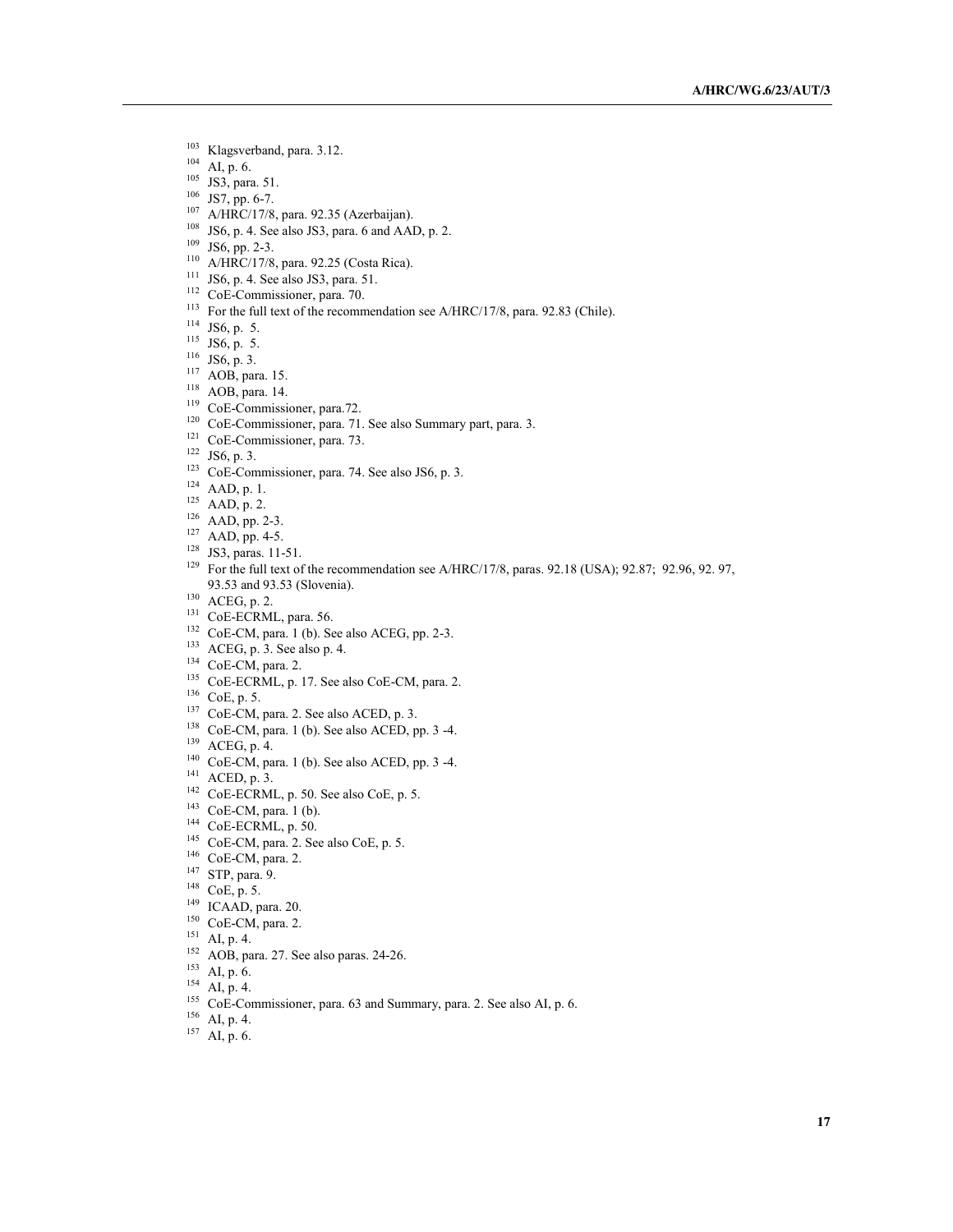[103] Klagsverband, para. 3.12.
[104] AI, p. 6.
[105] JS3, para. 51.
[106] JS7, pp. 6-7.
[107] A/HRC/17/8, para. 92.35 (Azerbaijan).
[108] JS6, p. 4. See also JS3, para. 6 and AAD, p. 2.
[109] JS6, pp. 2-3.
[110] A/HRC/17/8, para. 92.25 (Costa Rica).
[111] JS6, p. 4. See also JS3, para. 51.
[112] CoE-Commissioner, para. 70.
[113] For the full text of the recommendation see A/HRC/17/8, para. 92.83 (Chile).
[114] JS6, p. 5.
[115] JS6, p. 5.
[116] JS6, p. 3.
[117] AOB, para. 15.
[118] AOB, para. 14.
[119] CoE-Commissioner, para.72.
[120] CoE-Commissioner, para. 71. See also Summary part, para. 3.
[121] CoE-Commissioner, para. 73.
[122] JS6, p. 3.
[123] CoE-Commissioner, para. 74. See also JS6, p. 3.
[124] AAD, p. 1.
[125] AAD, p. 2.
[126] AAD, pp. 2-3.
[127] AAD, pp. 4-5.
[128] JS3, paras. 11-51.
[129] For the full text of the recommendation see A/HRC/17/8, paras. 92.18 (USA); 92.87; 92.96, 92. 97, 93.53 and 93.53 (Slovenia).
[130] ACEG, p. 2.
[131] CoE-ECRML, para. 56.
[132] CoE-CM, para. 1 (b). See also ACEG, pp. 2-3.
[133] ACEG, p. 3. See also p. 4.
[134] CoE-CM, para. 2.
[135] CoE-ECRML, p. 17. See also CoE-CM, para. 2.
[136] CoE, p. 5.
[137] CoE-CM, para. 2. See also ACED, p. 3.
[138] CoE-CM, para. 1 (b). See also ACED, pp. 3 -4.
[139] ACEG, p. 4.
[140] CoE-CM, para. 1 (b). See also ACED, pp. 3 -4.
[141] ACED, p. 3.
[142] CoE-ECRML, p. 50. See also CoE, p. 5.
[143] CoE-CM, para. 1 (b).
[144] CoE-ECRML, p. 50.
[145] CoE-CM, para. 2. See also CoE, p. 5.
[146] CoE-CM, para. 2.
[147] STP, para. 9.
[148] CoE, p. 5.
[149] ICAAD, para. 20.
[150] CoE-CM, para. 2.
[151] AI, p. 4.
[152] AOB, para. 27. See also paras. 24-26.
[153] AI, p. 6.
[154] AI, p. 4.
[155] CoE-Commissioner, para. 63 and Summary, para. 2. See also AI, p. 6.
[156] AI, p. 4.
[157] AI, p. 6.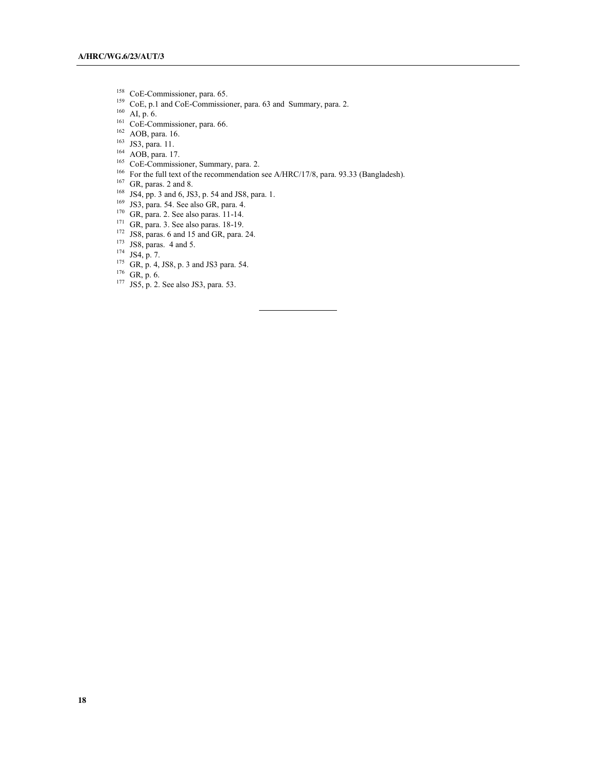[158] CoE-Commissioner, para. 65.
[159] CoE, p.1 and CoE-Commissioner, para. 63 and Summary, para. 2.
[160] AI, p. 6.
[161] CoE-Commissioner, para. 66.
[162] AOB, para. 16.
[163] JS3, para. 11.
[164] AOB, para. 17.
[165] CoE-Commissioner, Summary, para. 2.
[166] For the full text of the recommendation see A/HRC/17/8, para. 93.33 (Bangladesh).
[167] GR, paras. 2 and 8.
[168] JS4, pp. 3 and 6, JS3, p. 54 and JS8, para. 1.
[169] JS3, para. 54. See also GR, para. 4.
[170] GR, para. 2. See also paras. 11-14.
[171] GR, para. 3. See also paras. 18-19.
[172] JS8, paras. 6 and 15 and GR, para. 24.
[173] JS8, paras. 4 and 5.
[174] JS4, p. 7.
[175] GR, p. 4, JS8, p. 3 and JS3 para. 54.
[176] GR, p. 6.
[177] JS5, p. 2. See also JS3, para. 53.